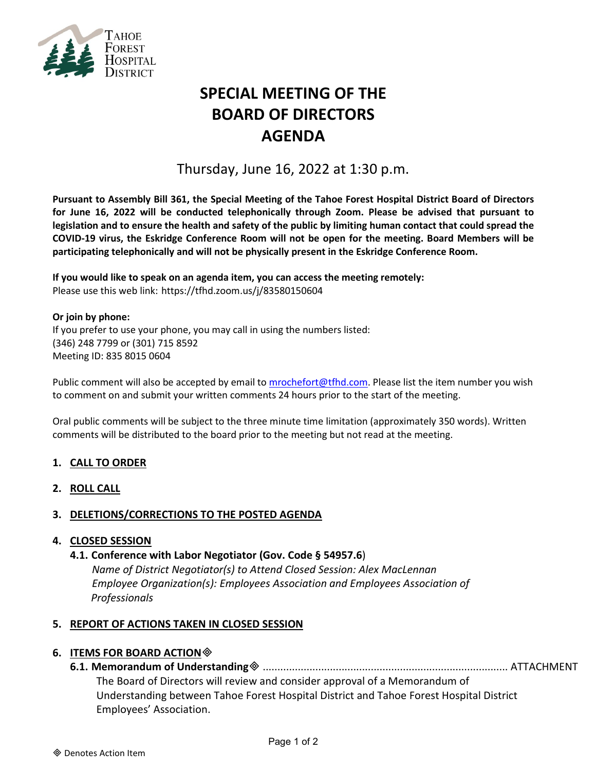Tahoe Forest Hospital District

# SPECIAL MEETING OF THE BOARD OF DIRECTORS AGENDA

## Thursday, June 16, 2022 at 1:30 p.m.

**Pursuant to Assembly Bill 361, the Special Meeting of the Tahoe Forest Hospital District Board of Directors for June 16, 2022 will be conducted telephonically through Zoom. Please be advised that pursuant to legislation and to ensure the health and safety of the public by limiting human contact that could spread the COVID-19 virus, the Eskridge Conference Room will not be open for the meeting. Board Members will be participating telephonically and will not be physically present in the Eskridge Conference Room.**

**If you would like to speak on an agenda item, you can access the meeting remotely:**
Please use this web link: https://tfhd.zoom.us/j/83580150604

**Or join by phone:**
If you prefer to use your phone, you may call in using the numbers listed:
(346) 248 7799 or (301) 715 8592
Meeting ID: 835 8015 0604

Public comment will also be accepted by email to mrochefort@tfhd.com. Please list the item number you wish to comment on and submit your written comments 24 hours prior to the start of the meeting.

Oral public comments will be subject to the three minute time limitation (approximately 350 words). Written comments will be distributed to the board prior to the meeting but not read at the meeting.

1. **CALL TO ORDER**
2. **ROLL CALL**
3. **DELETIONS/CORRECTIONS TO THE POSTED AGENDA**
4. **CLOSED SESSION**
   - **4.1. Conference with Labor Negotiator (Gov. Code § 54957.6)**
     *Name of District Negotiator(s) to Attend Closed Session: Alex MacLennan*
     *Employee Organization(s): Employees Association and Employees Association of Professionals*
5. **REPORT OF ACTIONS TAKEN IN CLOSED SESSION**
6. **ITEMS FOR BOARD ACTION** ◈
   - **6.1. Memorandum of Understanding** ◈ ..................................................................................... ATTACHMENT
     The Board of Directors will review and consider approval of a Memorandum of Understanding between Tahoe Forest Hospital District and Tahoe Forest Hospital District Employees' Association.

◈ Denotes Action Item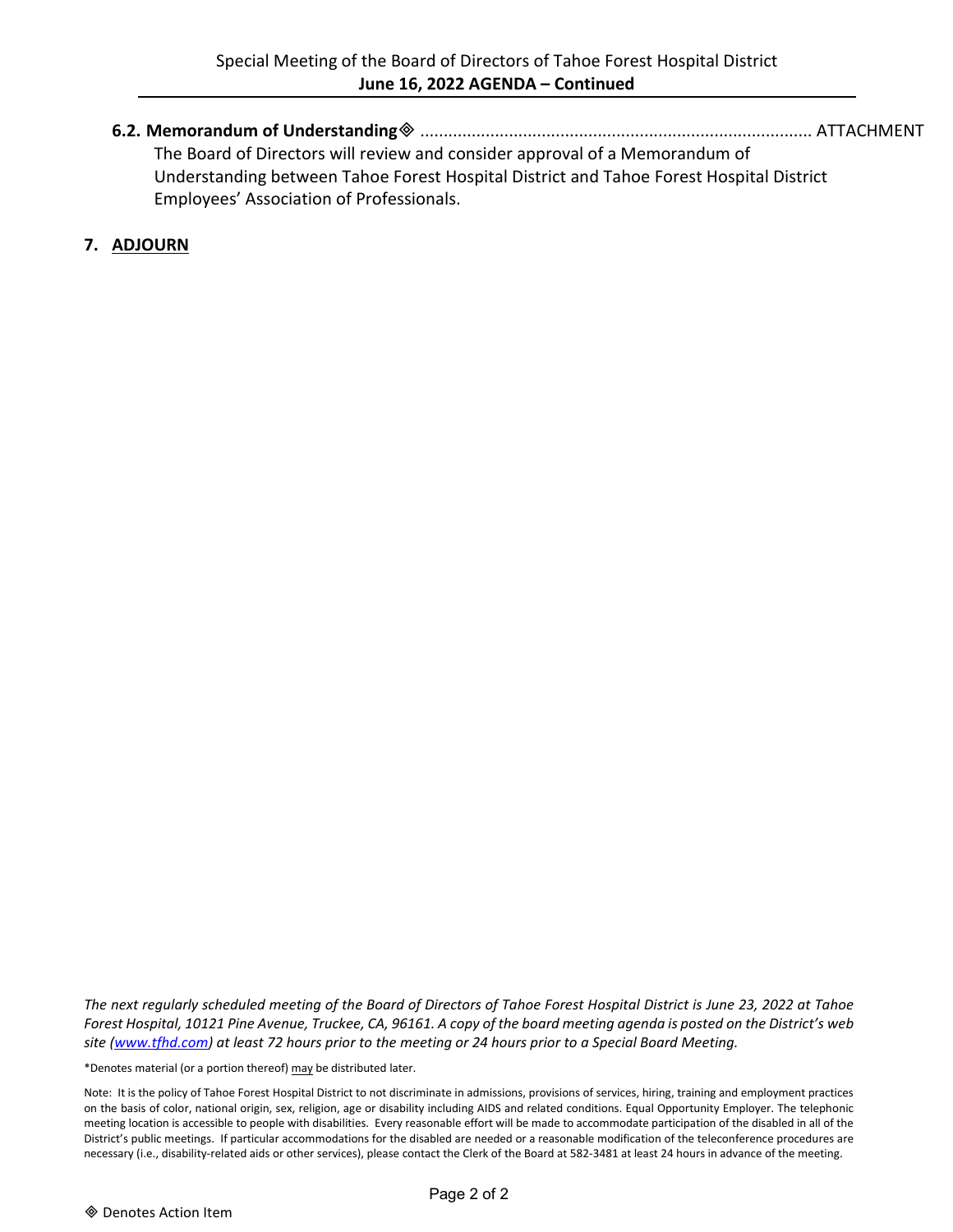**6.2. Memorandum of Understanding**◈ ................................................................................... ATTACHMENT

The Board of Directors will review and consider approval of a Memorandum of Understanding between Tahoe Forest Hospital District and Tahoe Forest Hospital District Employees' Association of Professionals.

**7. ADJOURN**

*The next regularly scheduled meeting of the Board of Directors of Tahoe Forest Hospital District is June 23, 2022 at Tahoe Forest Hospital, 10121 Pine Avenue, Truckee, CA, 96161. A copy of the board meeting agenda is posted on the District's web site ([www.tfhd.com](http://www.tfhd.com)) at least 72 hours prior to the meeting or 24 hours prior to a Special Board Meeting.*

*Denotes material (or a portion thereof) may be distributed later.

Note: It is the policy of Tahoe Forest Hospital District to not discriminate in admissions, provisions of services, hiring, training and employment practices on the basis of color, national origin, sex, religion, age or disability including AIDS and related conditions. Equal Opportunity Employer. The telephonic meeting location is accessible to people with disabilities. Every reasonable effort will be made to accommodate participation of the disabled in all of the District's public meetings. If particular accommodations for the disabled are needed or a reasonable modification of the teleconference procedures are necessary (i.e., disability-related aids or other services), please contact the Clerk of the Board at 582-3481 at least 24 hours in advance of the meeting.

◈ Denotes Action Item